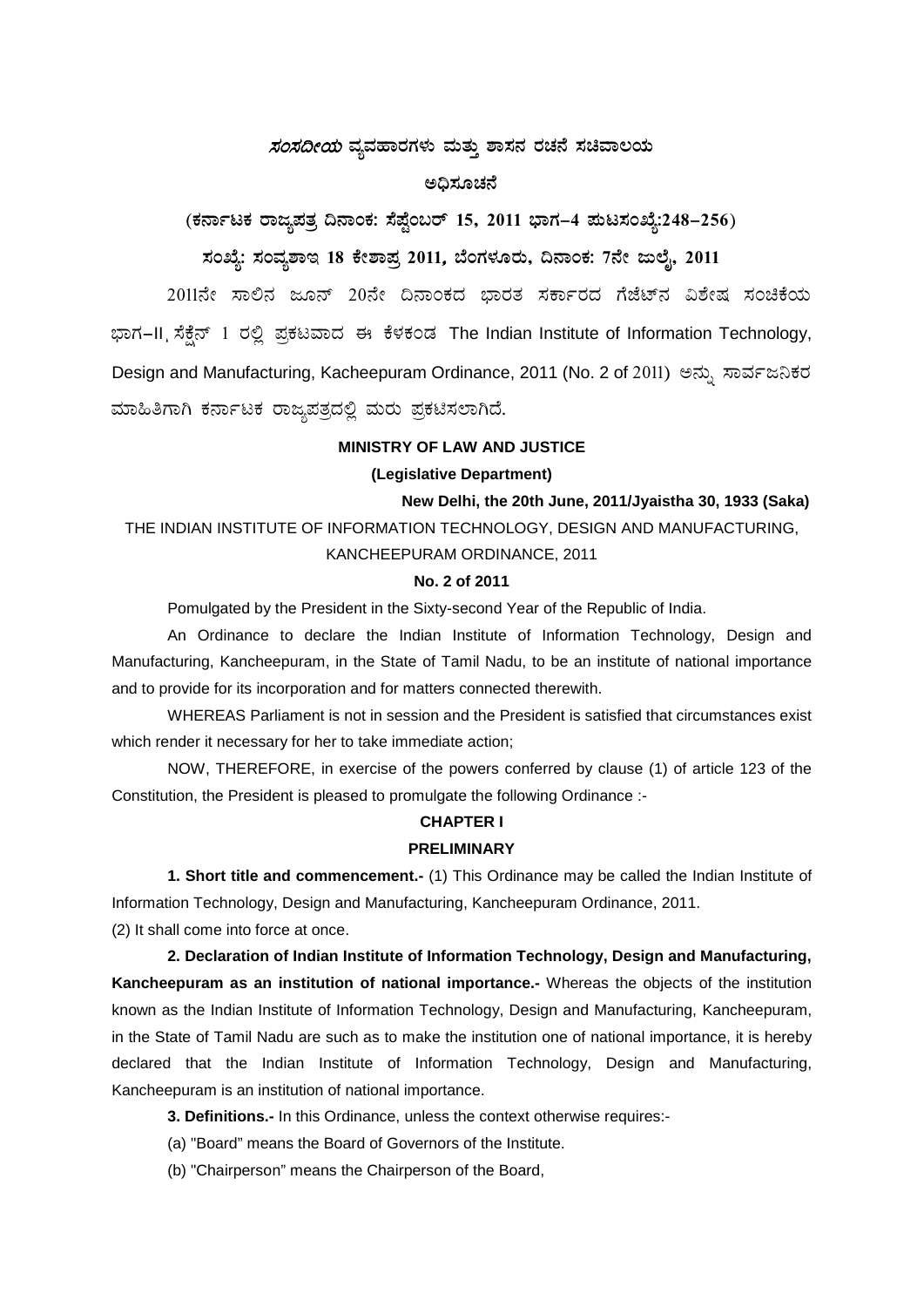# ಸಂಸದೀಯ ವ್ಯವಹಾರಗಳು ಮತ್ತು ಶಾಸನ ರಚನೆ ಸಚಿವಾಲಯ

## ಅಧಿಸೂಚನೆ

**(ಕರ್ನಾಟಕ ರಾಜ್ಯಪತ್ರ ದಿನಾಂಕ: ಸೆಪ್ಟೆಂಬರ್ 15, 2011 ಭಾಗ–4 ಪುಟಸಂಖ್ಯೆ:248–256)**

**ಸಂಖ್ಯೆ: ಸಂವ್ಯಶಾಇ 18 ಕೇಶಾಪ್ರ 2011, ಬೆಂಗಳೂರು, ದಿನಾಂಕ: 7ನೇ ಜುಲೈ, 2011**

2011ನೇ ಸಾಲಿನ ಜೂನ್ 20ನೇ ದಿನಾಂಕದ ಭಾರತ ಸರ್ಕಾರದ ಗೆಜೆಟ್‌ನ ವಿಶೇಷ ಸಂಚಿಕೆಯ ಭಾಗ–II ಸೆಕ್ಷೆನ್ 1 ರಲ್ಲಿ ಪ್ರಕಟವಾದ ಈ ಕೆಳಕಂಡ The Indian Institute of Information Technology, Design and Manufacturing, Kacheepuram Ordinance, 2011 (No. 2 of 2011) ಅನ್ನು ಸಾರ್ವಜನಿಕರ ಮಾಹಿತಿಗಾಗಿ ಕರ್ನಾಟಕ ರಾಜ್ಯಪತ್ರದಲ್ಲಿ ಮರು ಪ್ರಕಟಿಸಲಾಗಿದೆ.

**MINISTRY OF LAW AND JUSTICE**

**(Legislative Department)**

**New Delhi, the 20th June, 2011/Jyaistha 30, 1933 (Saka)**

THE INDIAN INSTITUTE OF INFORMATION TECHNOLOGY, DESIGN AND MANUFACTURING, KANCHEEPURAM ORDINANCE, 2011

**No. 2 of 2011**

Pomulgated by the President in the Sixty-second Year of the Republic of India.

An Ordinance to declare the Indian Institute of Information Technology, Design and Manufacturing, Kancheepuram, in the State of Tamil Nadu, to be an institute of national importance and to provide for its incorporation and for matters connected therewith.

WHEREAS Parliament is not in session and the President is satisfied that circumstances exist which render it necessary for her to take immediate action;

NOW, THEREFORE, in exercise of the powers conferred by clause (1) of article 123 of the Constitution, the President is pleased to promulgate the following Ordinance :-

## CHAPTER I

## PRELIMINARY

**1. Short title and commencement.-** (1) This Ordinance may be called the Indian Institute of Information Technology, Design and Manufacturing, Kancheepuram Ordinance, 2011.

(2) It shall come into force at once.

**2. Declaration of Indian Institute of Information Technology, Design and Manufacturing, Kancheepuram as an institution of national importance.-** Whereas the objects of the institution known as the Indian Institute of Information Technology, Design and Manufacturing, Kancheepuram, in the State of Tamil Nadu are such as to make the institution one of national importance, it is hereby declared that the Indian Institute of Information Technology, Design and Manufacturing, Kancheepuram is an institution of national importance.

**3. Definitions.-** In this Ordinance, unless the context otherwise requires:-

(a) "Board" means the Board of Governors of the Institute.

(b) "Chairperson" means the Chairperson of the Board,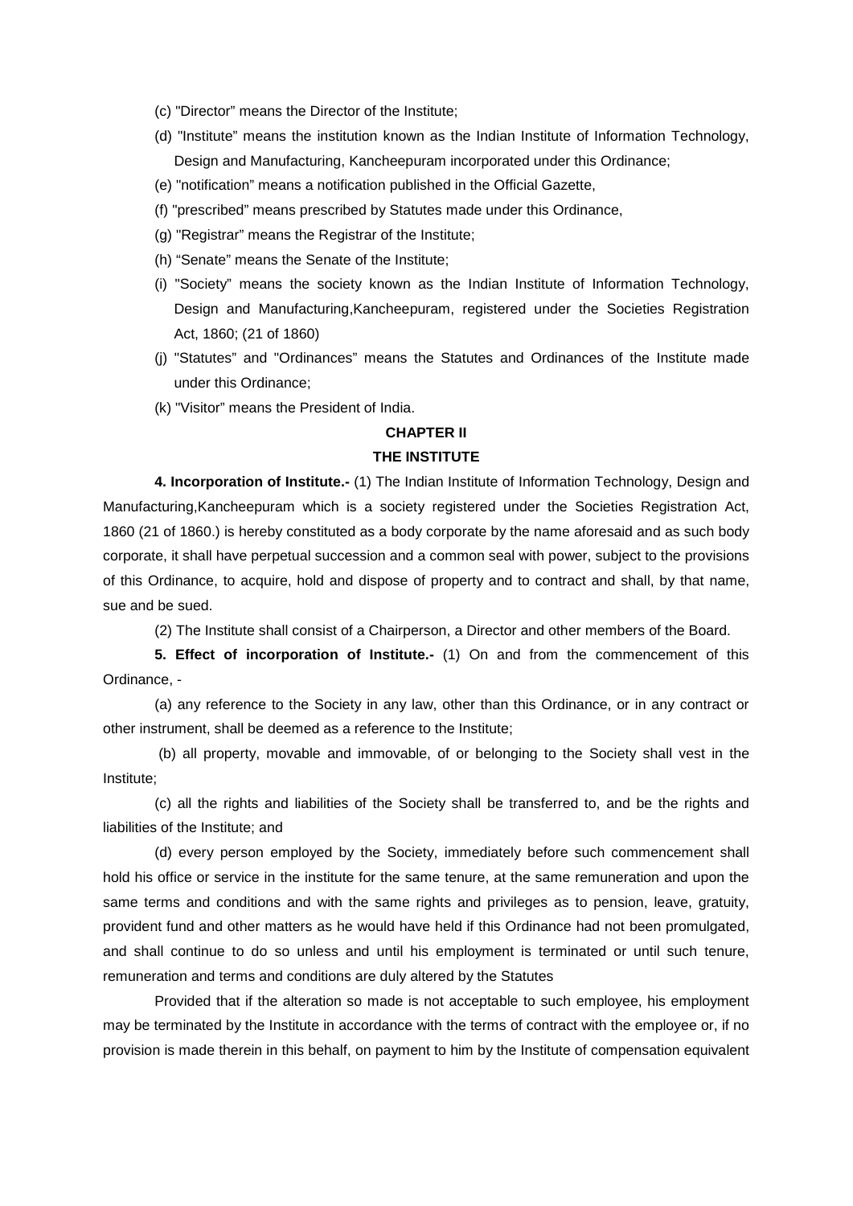(c) "Director" means the Director of the Institute;

(d) "Institute" means the institution known as the Indian Institute of Information Technology, Design and Manufacturing, Kancheepuram incorporated under this Ordinance;

(e) "notification" means a notification published in the Official Gazette,

(f) "prescribed" means prescribed by Statutes made under this Ordinance,

(g) "Registrar" means the Registrar of the Institute;

(h) "Senate" means the Senate of the Institute;

(i) "Society" means the society known as the Indian Institute of Information Technology, Design and Manufacturing,Kancheepuram, registered under the Societies Registration Act, 1860; (21 of 1860)

(j) "Statutes" and "Ordinances" means the Statutes and Ordinances of the Institute made under this Ordinance;

(k) "Visitor" means the President of India.

## CHAPTER II

## THE INSTITUTE

**4. Incorporation of Institute.-** (1) The Indian Institute of Information Technology, Design and Manufacturing,Kancheepuram which is a society registered under the Societies Registration Act, 1860 (21 of 1860.) is hereby constituted as a body corporate by the name aforesaid and as such body corporate, it shall have perpetual succession and a common seal with power, subject to the provisions of this Ordinance, to acquire, hold and dispose of property and to contract and shall, by that name, sue and be sued.

(2) The Institute shall consist of a Chairperson, a Director and other members of the Board.

**5. Effect of incorporation of Institute.-** (1) On and from the commencement of this Ordinance, -

(a) any reference to the Society in any law, other than this Ordinance, or in any contract or other instrument, shall be deemed as a reference to the Institute;

(b) all property, movable and immovable, of or belonging to the Society shall vest in the Institute;

(c) all the rights and liabilities of the Society shall be transferred to, and be the rights and liabilities of the Institute; and

(d) every person employed by the Society, immediately before such commencement shall hold his office or service in the institute for the same tenure, at the same remuneration and upon the same terms and conditions and with the same rights and privileges as to pension, leave, gratuity, provident fund and other matters as he would have held if this Ordinance had not been promulgated, and shall continue to do so unless and until his employment is terminated or until such tenure, remuneration and terms and conditions are duly altered by the Statutes

Provided that if the alteration so made is not acceptable to such employee, his employment may be terminated by the Institute in accordance with the terms of contract with the employee or, if no provision is made therein in this behalf, on payment to him by the Institute of compensation equivalent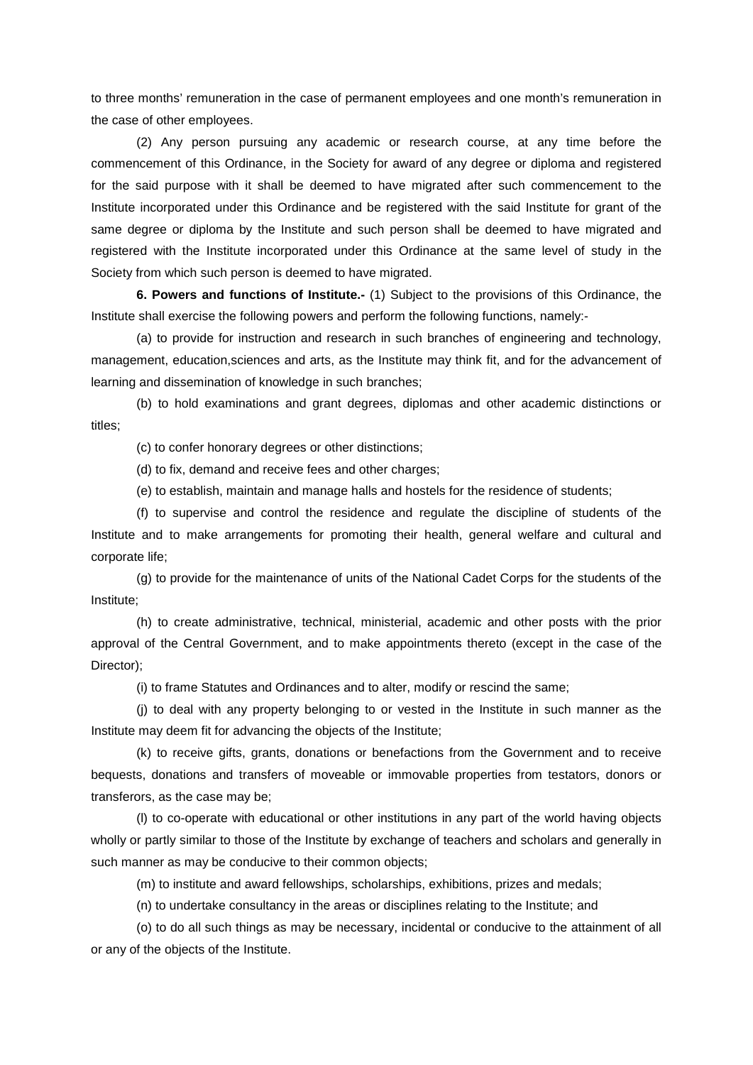to three months' remuneration in the case of permanent employees and one month's remuneration in the case of other employees.

(2) Any person pursuing any academic or research course, at any time before the commencement of this Ordinance, in the Society for award of any degree or diploma and registered for the said purpose with it shall be deemed to have migrated after such commencement to the Institute incorporated under this Ordinance and be registered with the said Institute for grant of the same degree or diploma by the Institute and such person shall be deemed to have migrated and registered with the Institute incorporated under this Ordinance at the same level of study in the Society from which such person is deemed to have migrated.

**6. Powers and functions of Institute.-** (1) Subject to the provisions of this Ordinance, the Institute shall exercise the following powers and perform the following functions, namely:-

(a) to provide for instruction and research in such branches of engineering and technology, management, education,sciences and arts, as the Institute may think fit, and for the advancement of learning and dissemination of knowledge in such branches;

(b) to hold examinations and grant degrees, diplomas and other academic distinctions or titles;

(c) to confer honorary degrees or other distinctions;

(d) to fix, demand and receive fees and other charges;

(e) to establish, maintain and manage halls and hostels for the residence of students;

(f) to supervise and control the residence and regulate the discipline of students of the Institute and to make arrangements for promoting their health, general welfare and cultural and corporate life;

(g) to provide for the maintenance of units of the National Cadet Corps for the students of the Institute;

(h) to create administrative, technical, ministerial, academic and other posts with the prior approval of the Central Government, and to make appointments thereto (except in the case of the Director);

(i) to frame Statutes and Ordinances and to alter, modify or rescind the same;

(j) to deal with any property belonging to or vested in the Institute in such manner as the Institute may deem fit for advancing the objects of the Institute;

(k) to receive gifts, grants, donations or benefactions from the Government and to receive bequests, donations and transfers of moveable or immovable properties from testators, donors or transferors, as the case may be;

(l) to co-operate with educational or other institutions in any part of the world having objects wholly or partly similar to those of the Institute by exchange of teachers and scholars and generally in such manner as may be conducive to their common objects;

(m) to institute and award fellowships, scholarships, exhibitions, prizes and medals;

(n) to undertake consultancy in the areas or disciplines relating to the Institute; and

(o) to do all such things as may be necessary, incidental or conducive to the attainment of all or any of the objects of the Institute.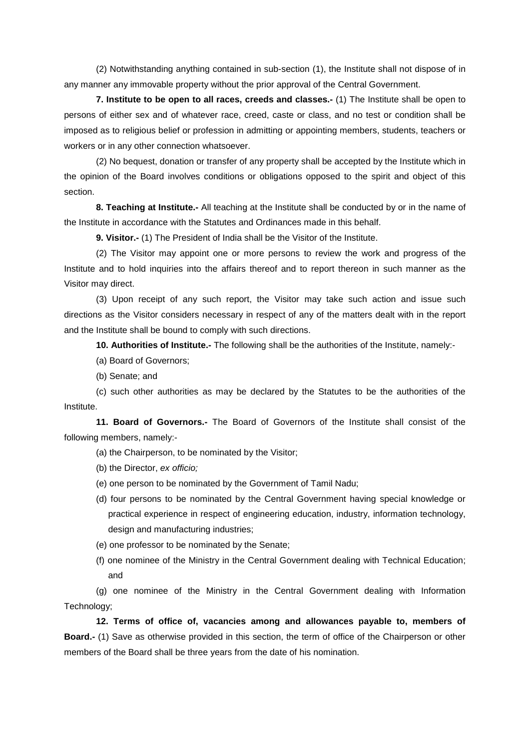(2) Notwithstanding anything contained in sub-section (1), the Institute shall not dispose of in any manner any immovable property without the prior approval of the Central Government.

**7. Institute to be open to all races, creeds and classes.-** (1) The Institute shall be open to persons of either sex and of whatever race, creed, caste or class, and no test or condition shall be imposed as to religious belief or profession in admitting or appointing members, students, teachers or workers or in any other connection whatsoever.

(2) No bequest, donation or transfer of any property shall be accepted by the Institute which in the opinion of the Board involves conditions or obligations opposed to the spirit and object of this section.

**8. Teaching at Institute.-** All teaching at the Institute shall be conducted by or in the name of the Institute in accordance with the Statutes and Ordinances made in this behalf.

**9. Visitor.-** (1) The President of India shall be the Visitor of the Institute.

(2) The Visitor may appoint one or more persons to review the work and progress of the Institute and to hold inquiries into the affairs thereof and to report thereon in such manner as the Visitor may direct.

(3) Upon receipt of any such report, the Visitor may take such action and issue such directions as the Visitor considers necessary in respect of any of the matters dealt with in the report and the Institute shall be bound to comply with such directions.

**10. Authorities of Institute.-** The following shall be the authorities of the Institute, namely:-

(a) Board of Governors;

(b) Senate; and

(c) such other authorities as may be declared by the Statutes to be the authorities of the Institute.

**11. Board of Governors.-** The Board of Governors of the Institute shall consist of the following members, namely:-

(a) the Chairperson, to be nominated by the Visitor;

(b) the Director, *ex officio;*

(e) one person to be nominated by the Government of Tamil Nadu;

(d) four persons to be nominated by the Central Government having special knowledge or practical experience in respect of engineering education, industry, information technology, design and manufacturing industries;

(e) one professor to be nominated by the Senate;

(f) one nominee of the Ministry in the Central Government dealing with Technical Education; and

(g) one nominee of the Ministry in the Central Government dealing with Information Technology;

**12. Terms of office of, vacancies among and allowances payable to, members of Board.-** (1) Save as otherwise provided in this section, the term of office of the Chairperson or other members of the Board shall be three years from the date of his nomination.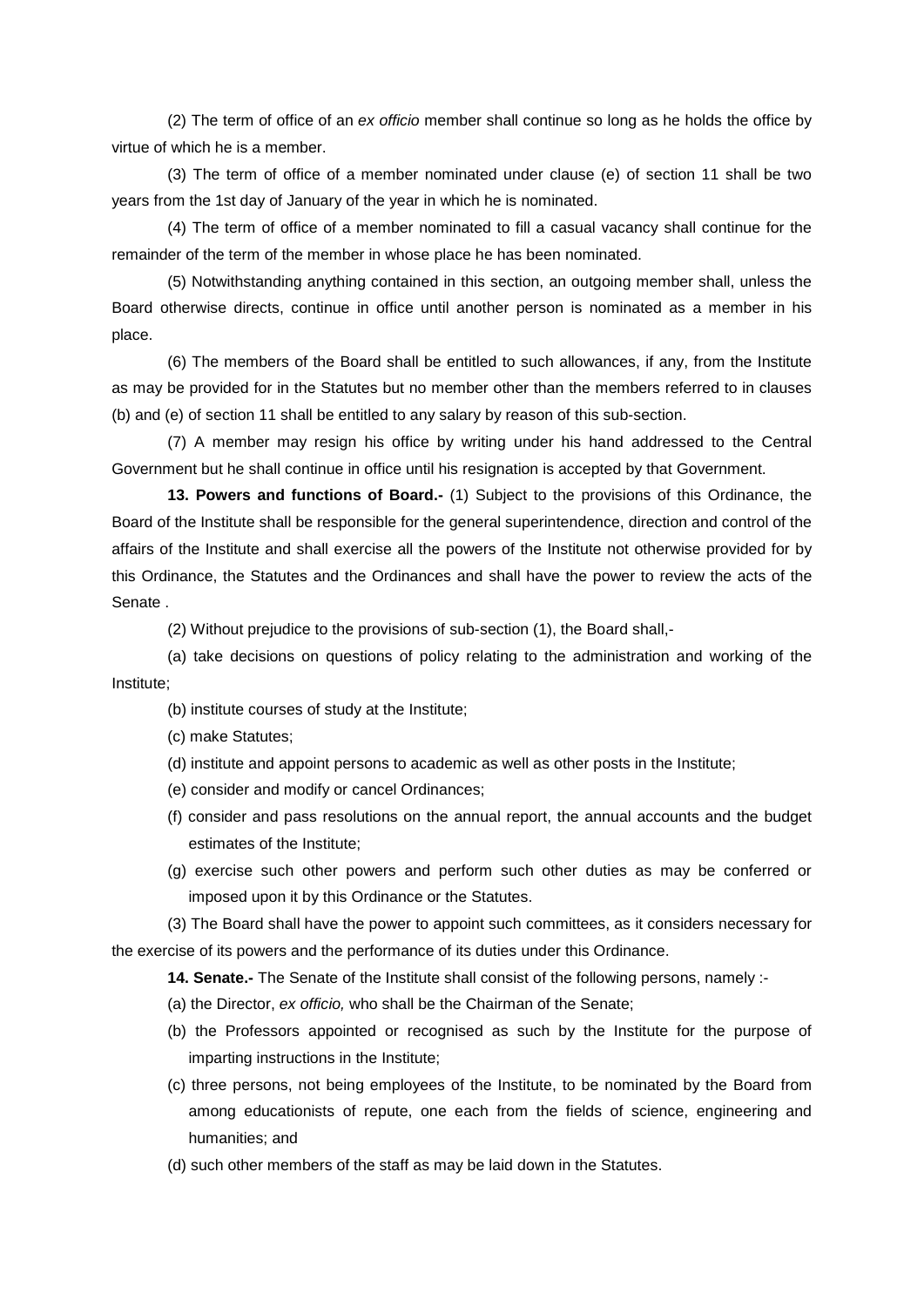(2) The term of office of an *ex officio* member shall continue so long as he holds the office by virtue of which he is a member.

(3) The term of office of a member nominated under clause (e) of section 11 shall be two years from the 1st day of January of the year in which he is nominated.

(4) The term of office of a member nominated to fill a casual vacancy shall continue for the remainder of the term of the member in whose place he has been nominated.

(5) Notwithstanding anything contained in this section, an outgoing member shall, unless the Board otherwise directs, continue in office until another person is nominated as a member in his place.

(6) The members of the Board shall be entitled to such allowances, if any, from the Institute as may be provided for in the Statutes but no member other than the members referred to in clauses (b) and (e) of section 11 shall be entitled to any salary by reason of this sub-section.

(7) A member may resign his office by writing under his hand addressed to the Central Government but he shall continue in office until his resignation is accepted by that Government.

**13. Powers and functions of Board.-** (1) Subject to the provisions of this Ordinance, the Board of the Institute shall be responsible for the general superintendence, direction and control of the affairs of the Institute and shall exercise all the powers of the Institute not otherwise provided for by this Ordinance, the Statutes and the Ordinances and shall have the power to review the acts of the Senate .

(2) Without prejudice to the provisions of sub-section (1), the Board shall,-

(a) take decisions on questions of policy relating to the administration and working of the Institute;

(b) institute courses of study at the Institute;

(c) make Statutes;

(d) institute and appoint persons to academic as well as other posts in the Institute;

(e) consider and modify or cancel Ordinances;

(f) consider and pass resolutions on the annual report, the annual accounts and the budget estimates of the Institute;

(g) exercise such other powers and perform such other duties as may be conferred or imposed upon it by this Ordinance or the Statutes.

(3) The Board shall have the power to appoint such committees, as it considers necessary for the exercise of its powers and the performance of its duties under this Ordinance.

**14. Senate.-** The Senate of the Institute shall consist of the following persons, namely :-

(a) the Director, *ex officio,* who shall be the Chairman of the Senate;

(b) the Professors appointed or recognised as such by the Institute for the purpose of imparting instructions in the Institute;

(c) three persons, not being employees of the Institute, to be nominated by the Board from among educationists of repute, one each from the fields of science, engineering and humanities; and

(d) such other members of the staff as may be laid down in the Statutes.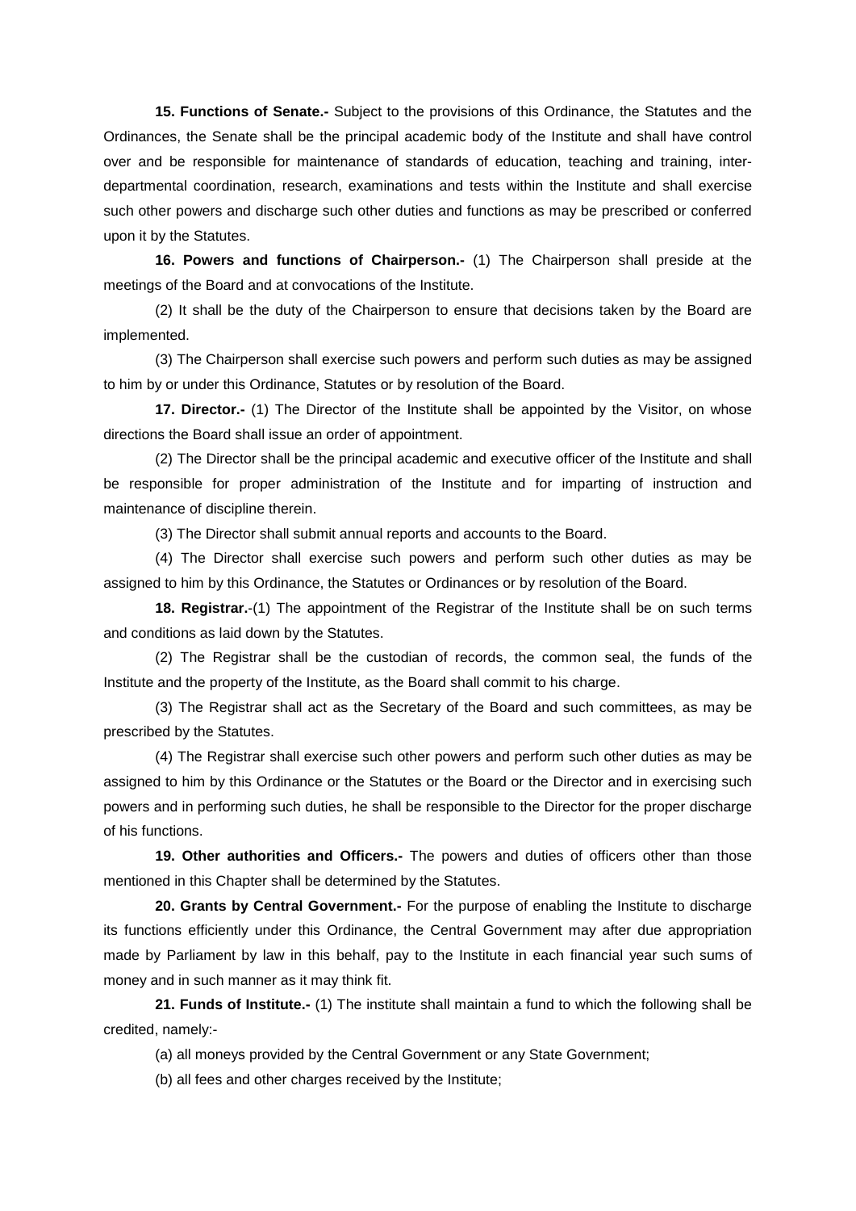**15. Functions of Senate.-** Subject to the provisions of this Ordinance, the Statutes and the Ordinances, the Senate shall be the principal academic body of the Institute and shall have control over and be responsible for maintenance of standards of education, teaching and training, inter-departmental coordination, research, examinations and tests within the Institute and shall exercise such other powers and discharge such other duties and functions as may be prescribed or conferred upon it by the Statutes.

**16. Powers and functions of Chairperson.-** (1) The Chairperson shall preside at the meetings of the Board and at convocations of the Institute.

(2) It shall be the duty of the Chairperson to ensure that decisions taken by the Board are implemented.

(3) The Chairperson shall exercise such powers and perform such duties as may be assigned to him by or under this Ordinance, Statutes or by resolution of the Board.

**17. Director.-** (1) The Director of the Institute shall be appointed by the Visitor, on whose directions the Board shall issue an order of appointment.

(2) The Director shall be the principal academic and executive officer of the Institute and shall be responsible for proper administration of the Institute and for imparting of instruction and maintenance of discipline therein.

(3) The Director shall submit annual reports and accounts to the Board.

(4) The Director shall exercise such powers and perform such other duties as may be assigned to him by this Ordinance, the Statutes or Ordinances or by resolution of the Board.

**18. Registrar.**-(1) The appointment of the Registrar of the Institute shall be on such terms and conditions as laid down by the Statutes.

(2) The Registrar shall be the custodian of records, the common seal, the funds of the Institute and the property of the Institute, as the Board shall commit to his charge.

(3) The Registrar shall act as the Secretary of the Board and such committees, as may be prescribed by the Statutes.

(4) The Registrar shall exercise such other powers and perform such other duties as may be assigned to him by this Ordinance or the Statutes or the Board or the Director and in exercising such powers and in performing such duties, he shall be responsible to the Director for the proper discharge of his functions.

**19. Other authorities and Officers.-** The powers and duties of officers other than those mentioned in this Chapter shall be determined by the Statutes.

**20. Grants by Central Government.-** For the purpose of enabling the Institute to discharge its functions efficiently under this Ordinance, the Central Government may after due appropriation made by Parliament by law in this behalf, pay to the Institute in each financial year such sums of money and in such manner as it may think fit.

**21. Funds of Institute.-** (1) The institute shall maintain a fund to which the following shall be credited, namely:-

(a) all moneys provided by the Central Government or any State Government;

(b) all fees and other charges received by the Institute;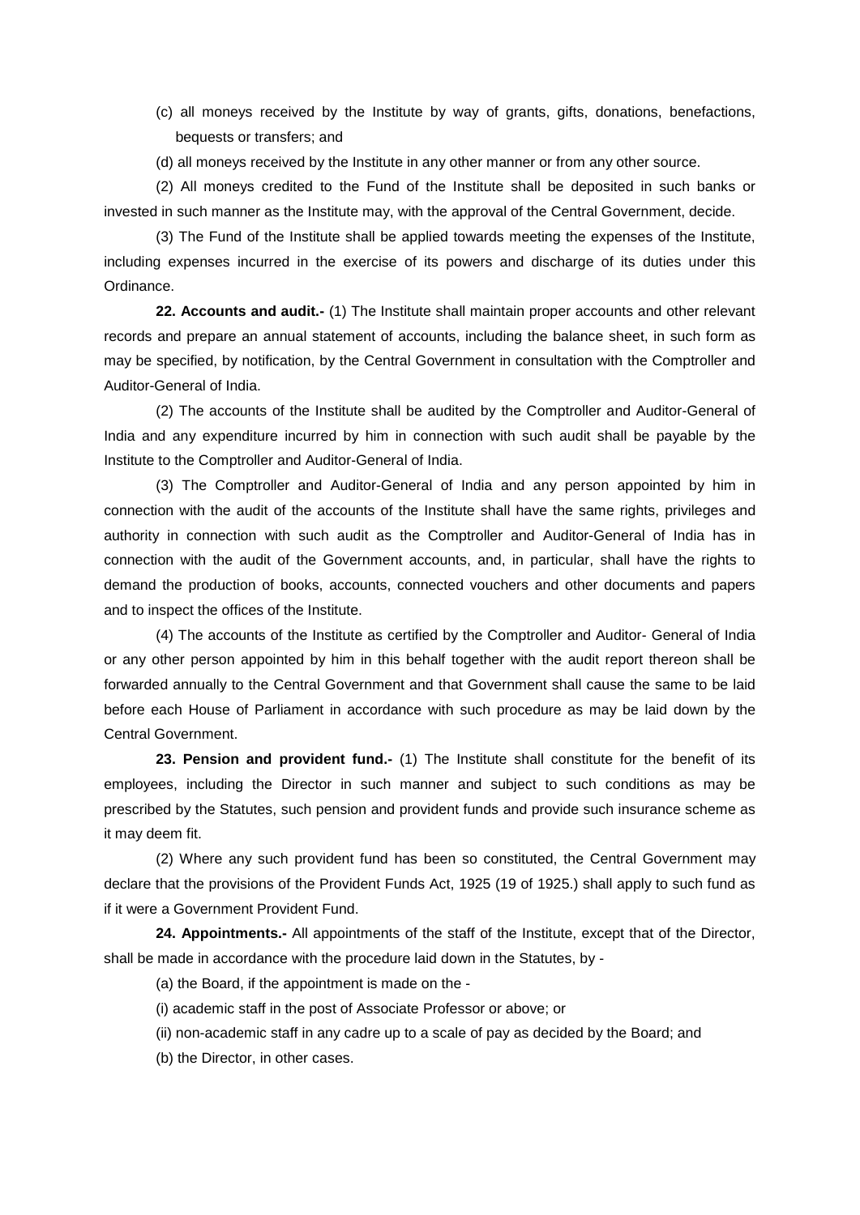(c) all moneys received by the Institute by way of grants, gifts, donations, benefactions, bequests or transfers; and

(d) all moneys received by the Institute in any other manner or from any other source.

(2) All moneys credited to the Fund of the Institute shall be deposited in such banks or invested in such manner as the Institute may, with the approval of the Central Government, decide.

(3) The Fund of the Institute shall be applied towards meeting the expenses of the Institute, including expenses incurred in the exercise of its powers and discharge of its duties under this Ordinance.

**22. Accounts and audit.-** (1) The Institute shall maintain proper accounts and other relevant records and prepare an annual statement of accounts, including the balance sheet, in such form as may be specified, by notification, by the Central Government in consultation with the Comptroller and Auditor-General of India.

(2) The accounts of the Institute shall be audited by the Comptroller and Auditor-General of India and any expenditure incurred by him in connection with such audit shall be payable by the Institute to the Comptroller and Auditor-General of India.

(3) The Comptroller and Auditor-General of India and any person appointed by him in connection with the audit of the accounts of the Institute shall have the same rights, privileges and authority in connection with such audit as the Comptroller and Auditor-General of India has in connection with the audit of the Government accounts, and, in particular, shall have the rights to demand the production of books, accounts, connected vouchers and other documents and papers and to inspect the offices of the Institute.

(4) The accounts of the Institute as certified by the Comptroller and Auditor- General of India or any other person appointed by him in this behalf together with the audit report thereon shall be forwarded annually to the Central Government and that Government shall cause the same to be laid before each House of Parliament in accordance with such procedure as may be laid down by the Central Government.

**23. Pension and provident fund.-** (1) The Institute shall constitute for the benefit of its employees, including the Director in such manner and subject to such conditions as may be prescribed by the Statutes, such pension and provident funds and provide such insurance scheme as it may deem fit.

(2) Where any such provident fund has been so constituted, the Central Government may declare that the provisions of the Provident Funds Act, 1925 (19 of 1925.) shall apply to such fund as if it were a Government Provident Fund.

**24. Appointments.-** All appointments of the staff of the Institute, except that of the Director, shall be made in accordance with the procedure laid down in the Statutes, by -

(a) the Board, if the appointment is made on the -

(i) academic staff in the post of Associate Professor or above; or

(ii) non-academic staff in any cadre up to a scale of pay as decided by the Board; and

(b) the Director, in other cases.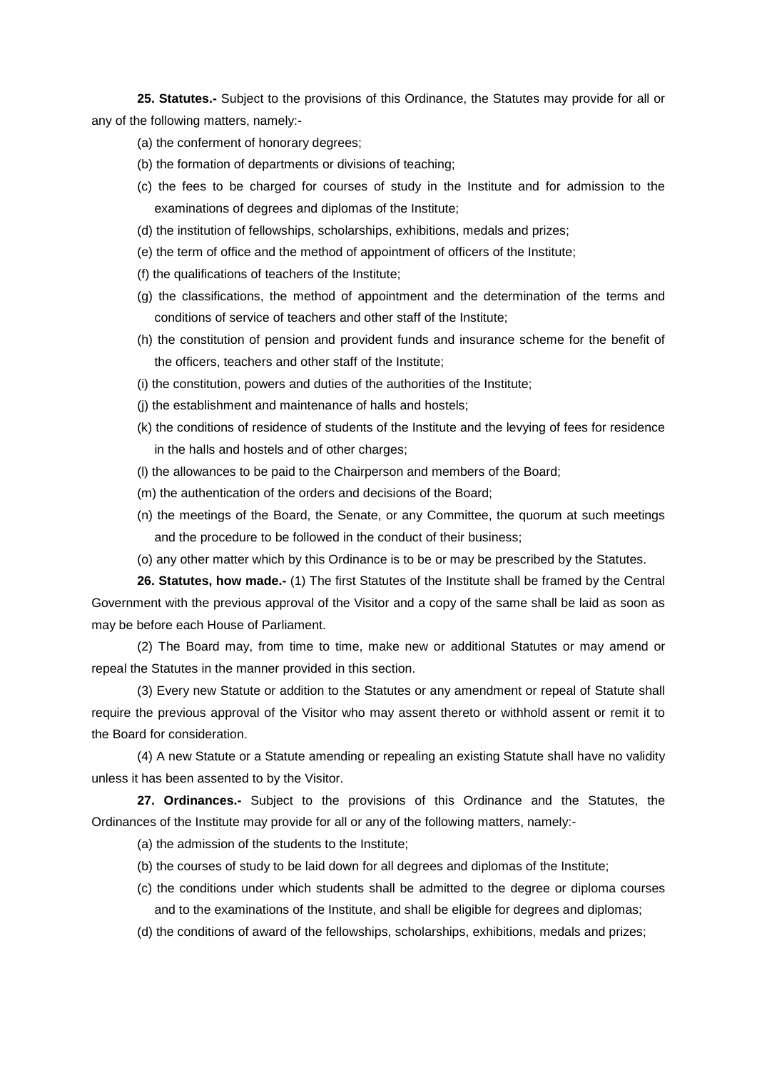**25. Statutes.-** Subject to the provisions of this Ordinance, the Statutes may provide for all or any of the following matters, namely:-

(a) the conferment of honorary degrees;

(b) the formation of departments or divisions of teaching;

(c) the fees to be charged for courses of study in the Institute and for admission to the examinations of degrees and diplomas of the Institute;

(d) the institution of fellowships, scholarships, exhibitions, medals and prizes;

(e) the term of office and the method of appointment of officers of the Institute;

(f) the qualifications of teachers of the Institute;

(g) the classifications, the method of appointment and the determination of the terms and conditions of service of teachers and other staff of the Institute;

(h) the constitution of pension and provident funds and insurance scheme for the benefit of the officers, teachers and other staff of the Institute;

(i) the constitution, powers and duties of the authorities of the Institute;

(j) the establishment and maintenance of halls and hostels;

(k) the conditions of residence of students of the Institute and the levying of fees for residence in the halls and hostels and of other charges;

(l) the allowances to be paid to the Chairperson and members of the Board;

(m) the authentication of the orders and decisions of the Board;

(n) the meetings of the Board, the Senate, or any Committee, the quorum at such meetings and the procedure to be followed in the conduct of their business;

(o) any other matter which by this Ordinance is to be or may be prescribed by the Statutes.

**26. Statutes, how made.-** (1) The first Statutes of the Institute shall be framed by the Central Government with the previous approval of the Visitor and a copy of the same shall be laid as soon as may be before each House of Parliament.

(2) The Board may, from time to time, make new or additional Statutes or may amend or repeal the Statutes in the manner provided in this section.

(3) Every new Statute or addition to the Statutes or any amendment or repeal of Statute shall require the previous approval of the Visitor who may assent thereto or withhold assent or remit it to the Board for consideration.

(4) A new Statute or a Statute amending or repealing an existing Statute shall have no validity unless it has been assented to by the Visitor.

**27. Ordinances.-** Subject to the provisions of this Ordinance and the Statutes, the Ordinances of the Institute may provide for all or any of the following matters, namely:-

(a) the admission of the students to the Institute;

(b) the courses of study to be laid down for all degrees and diplomas of the Institute;

(c) the conditions under which students shall be admitted to the degree or diploma courses and to the examinations of the Institute, and shall be eligible for degrees and diplomas;

(d) the conditions of award of the fellowships, scholarships, exhibitions, medals and prizes;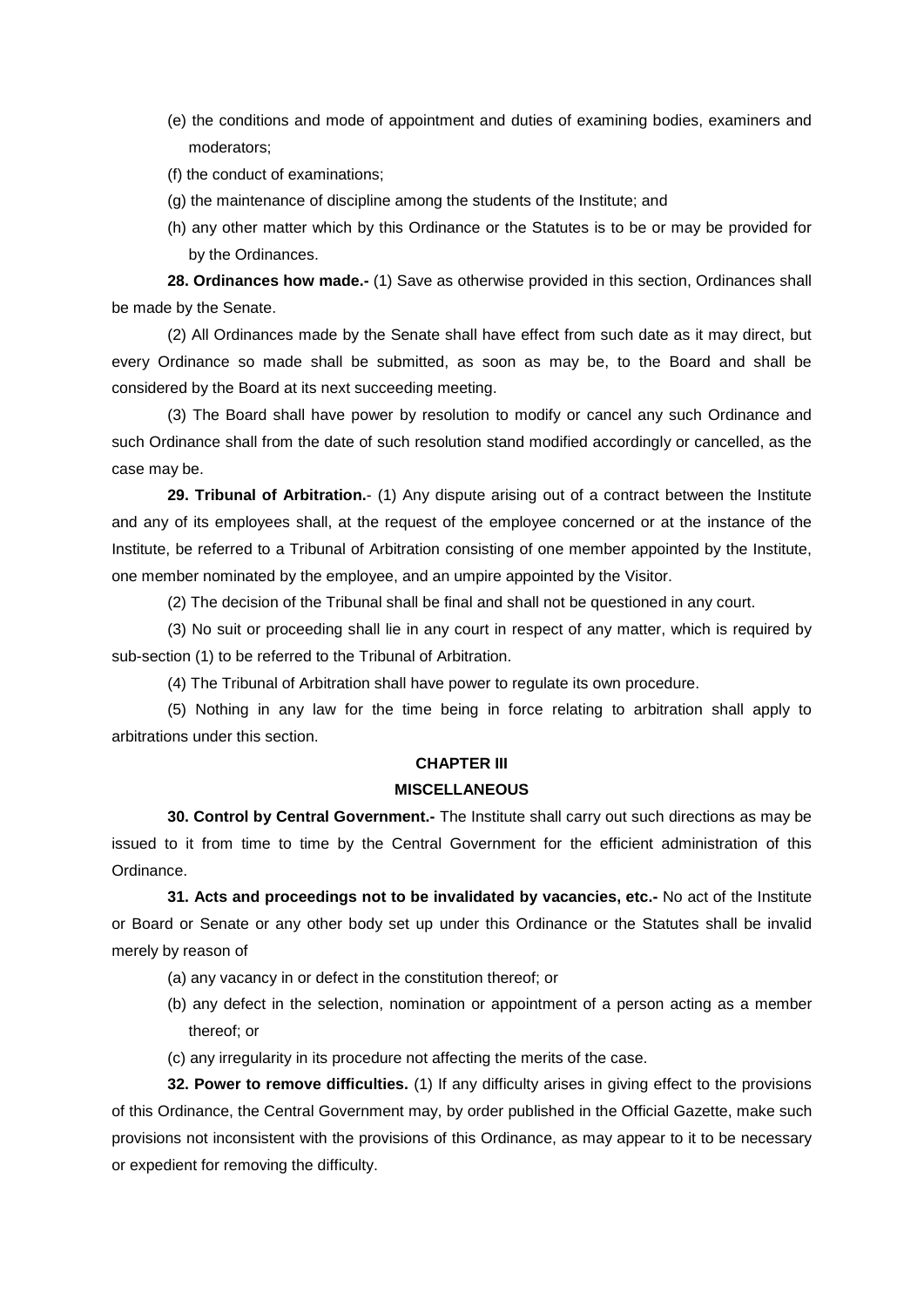(e) the conditions and mode of appointment and duties of examining bodies, examiners and moderators;

(f) the conduct of examinations;

(g) the maintenance of discipline among the students of the Institute; and

(h) any other matter which by this Ordinance or the Statutes is to be or may be provided for by the Ordinances.

**28. Ordinances how made.-** (1) Save as otherwise provided in this section, Ordinances shall be made by the Senate.

(2) All Ordinances made by the Senate shall have effect from such date as it may direct, but every Ordinance so made shall be submitted, as soon as may be, to the Board and shall be considered by the Board at its next succeeding meeting.

(3) The Board shall have power by resolution to modify or cancel any such Ordinance and such Ordinance shall from the date of such resolution stand modified accordingly or cancelled, as the case may be.

**29. Tribunal of Arbitration.**- (1) Any dispute arising out of a contract between the Institute and any of its employees shall, at the request of the employee concerned or at the instance of the Institute, be referred to a Tribunal of Arbitration consisting of one member appointed by the Institute, one member nominated by the employee, and an umpire appointed by the Visitor.

(2) The decision of the Tribunal shall be final and shall not be questioned in any court.

(3) No suit or proceeding shall lie in any court in respect of any matter, which is required by sub-section (1) to be referred to the Tribunal of Arbitration.

(4) The Tribunal of Arbitration shall have power to regulate its own procedure.

(5) Nothing in any law for the time being in force relating to arbitration shall apply to arbitrations under this section.

## CHAPTER III

## MISCELLANEOUS

**30. Control by Central Government.-** The Institute shall carry out such directions as may be issued to it from time to time by the Central Government for the efficient administration of this Ordinance.

**31. Acts and proceedings not to be invalidated by vacancies, etc.-** No act of the Institute or Board or Senate or any other body set up under this Ordinance or the Statutes shall be invalid merely by reason of

(a) any vacancy in or defect in the constitution thereof; or

(b) any defect in the selection, nomination or appointment of a person acting as a member thereof; or

(c) any irregularity in its procedure not affecting the merits of the case.

**32. Power to remove difficulties.** (1) If any difficulty arises in giving effect to the provisions of this Ordinance, the Central Government may, by order published in the Official Gazette, make such provisions not inconsistent with the provisions of this Ordinance, as may appear to it to be necessary or expedient for removing the difficulty.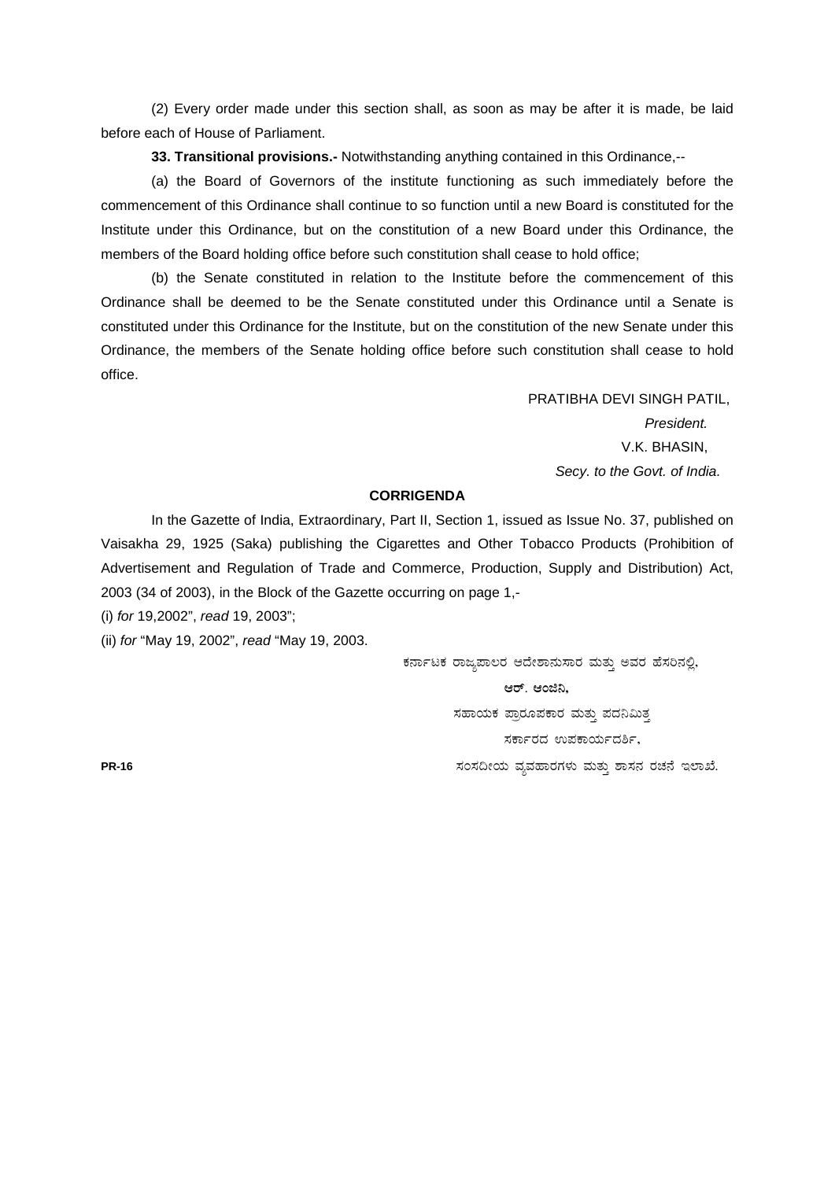(2) Every order made under this section shall, as soon as may be after it is made, be laid before each of House of Parliament.

**33. Transitional provisions.-** Notwithstanding anything contained in this Ordinance,--

(a) the Board of Governors of the institute functioning as such immediately before the commencement of this Ordinance shall continue to so function until a new Board is constituted for the Institute under this Ordinance, but on the constitution of a new Board under this Ordinance, the members of the Board holding office before such constitution shall cease to hold office;

(b) the Senate constituted in relation to the Institute before the commencement of this Ordinance shall be deemed to be the Senate constituted under this Ordinance until a Senate is constituted under this Ordinance for the Institute, but on the constitution of the new Senate under this Ordinance, the members of the Senate holding office before such constitution shall cease to hold office.

PRATIBHA DEVI SINGH PATIL,
*President.*
V.K. BHASIN,
*Secy. to the Govt. of India.*

**CORRIGENDA**

In the Gazette of India, Extraordinary, Part II, Section 1, issued as Issue No. 37, published on Vaisakha 29, 1925 (Saka) publishing the Cigarettes and Other Tobacco Products (Prohibition of Advertisement and Regulation of Trade and Commerce, Production, Supply and Distribution) Act, 2003 (34 of 2003), in the Block of the Gazette occurring on page 1,-

(i) *for* 19,2002", *read* 19, 2003";

(ii) *for* "May 19, 2002", *read* "May 19, 2003.

ಕರ್ನಾಟಕ ರಾಜ್ಯಪಾಲರ ಆದೇಶಾನುಸಾರ ಮತ್ತು ಅವರ ಹೆಸರಿನಲ್ಲಿ,

**ಆರ್. ಆಂಜಿನಿ,**

ಸಹಾಯಕ ಪ್ರಾರೂಪಕಾರ ಮತ್ತು ಪದನಿಮಿತ್ತ

ಸರ್ಕಾರದ ಉಪಕಾರ್ಯದರ್ಶಿ,

**PR-16** ಸಂಸದೀಯ ವ್ಯವಹಾರಗಳು ಮತ್ತು ಶಾಸನ ರಚನೆ ಇಲಾಖೆ.